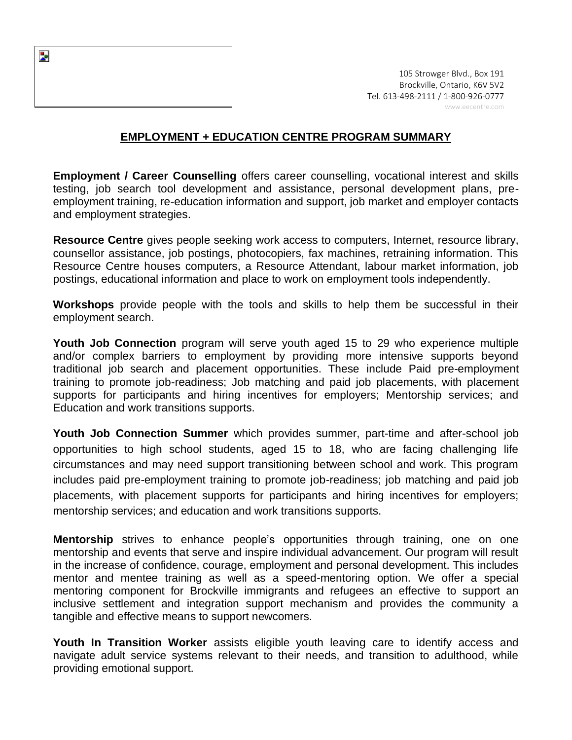105 Strowger Blvd., Box 191
Brockville, Ontario, K6V 5V2
Tel. 613-498-2111 / 1-800-926-0777
www.eecentre.com

## EMPLOYMENT + EDUCATION CENTRE PROGRAM SUMMARY

**Employment / Career Counselling** offers career counselling, vocational interest and skills testing, job search tool development and assistance, personal development plans, pre-employment training, re-education information and support, job market and employer contacts and employment strategies.

**Resource Centre** gives people seeking work access to computers, Internet, resource library, counsellor assistance, job postings, photocopiers, fax machines, retraining information. This Resource Centre houses computers, a Resource Attendant, labour market information, job postings, educational information and place to work on employment tools independently.

**Workshops** provide people with the tools and skills to help them be successful in their employment search.

**Youth Job Connection** program will serve youth aged 15 to 29 who experience multiple and/or complex barriers to employment by providing more intensive supports beyond traditional job search and placement opportunities. These include Paid pre-employment training to promote job-readiness; Job matching and paid job placements, with placement supports for participants and hiring incentives for employers; Mentorship services; and Education and work transitions supports.

**Youth Job Connection Summer** which provides summer, part-time and after-school job opportunities to high school students, aged 15 to 18, who are facing challenging life circumstances and may need support transitioning between school and work. This program includes paid pre-employment training to promote job-readiness; job matching and paid job placements, with placement supports for participants and hiring incentives for employers; mentorship services; and education and work transitions supports.

**Mentorship** strives to enhance people's opportunities through training, one on one mentorship and events that serve and inspire individual advancement. Our program will result in the increase of confidence, courage, employment and personal development. This includes mentor and mentee training as well as a speed-mentoring option. We offer a special mentoring component for Brockville immigrants and refugees an effective to support an inclusive settlement and integration support mechanism and provides the community a tangible and effective means to support newcomers.

**Youth In Transition Worker** assists eligible youth leaving care to identify access and navigate adult service systems relevant to their needs, and transition to adulthood, while providing emotional support.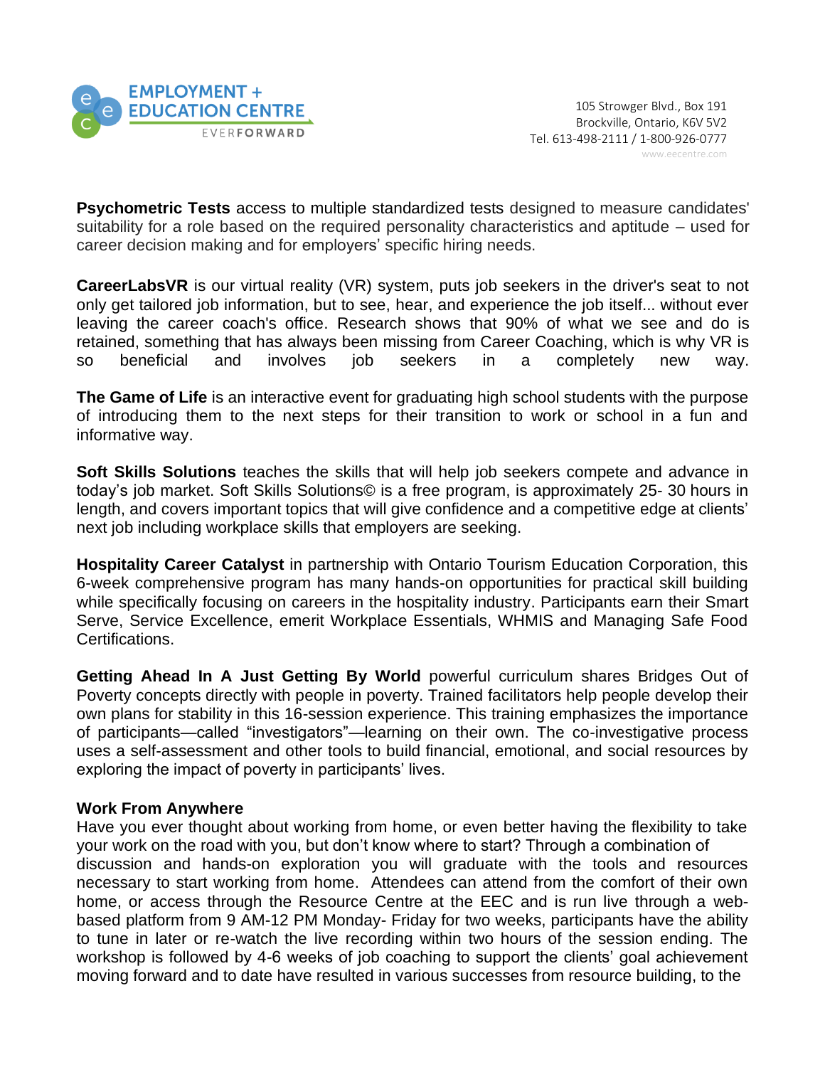**Psychometric Tests** access to multiple standardized tests designed to measure candidates' suitability for a role based on the required personality characteristics and aptitude – used for career decision making and for employers' specific hiring needs.

**CareerLabsVR** is our virtual reality (VR) system, puts job seekers in the driver's seat to not only get tailored job information, but to see, hear, and experience the job itself... without ever leaving the career coach's office. Research shows that 90% of what we see and do is retained, something that has always been missing from Career Coaching, which is why VR is so beneficial and involves job seekers in a completely new way.

**The Game of Life** is an interactive event for graduating high school students with the purpose of introducing them to the next steps for their transition to work or school in a fun and informative way.

**Soft Skills Solutions** teaches the skills that will help job seekers compete and advance in today's job market. Soft Skills Solutions© is a free program, is approximately 25- 30 hours in length, and covers important topics that will give confidence and a competitive edge at clients' next job including workplace skills that employers are seeking.

**Hospitality Career Catalyst** in partnership with Ontario Tourism Education Corporation, this 6-week comprehensive program has many hands-on opportunities for practical skill building while specifically focusing on careers in the hospitality industry. Participants earn their Smart Serve, Service Excellence, emerit Workplace Essentials, WHMIS and Managing Safe Food Certifications.

**Getting Ahead In A Just Getting By World** powerful curriculum shares Bridges Out of Poverty concepts directly with people in poverty. Trained facilitators help people develop their own plans for stability in this 16-session experience. This training emphasizes the importance of participants—called "investigators"—learning on their own. The co-investigative process uses a self-assessment and other tools to build financial, emotional, and social resources by exploring the impact of poverty in participants' lives.

**Work From Anywhere**

Have you ever thought about working from home, or even better having the flexibility to take your work on the road with you, but don't know where to start? Through a combination of discussion and hands-on exploration you will graduate with the tools and resources necessary to start working from home. Attendees can attend from the comfort of their own home, or access through the Resource Centre at the EEC and is run live through a web-based platform from 9 AM-12 PM Monday- Friday for two weeks, participants have the ability to tune in later or re-watch the live recording within two hours of the session ending. The workshop is followed by 4-6 weeks of job coaching to support the clients' goal achievement moving forward and to date have resulted in various successes from resource building, to the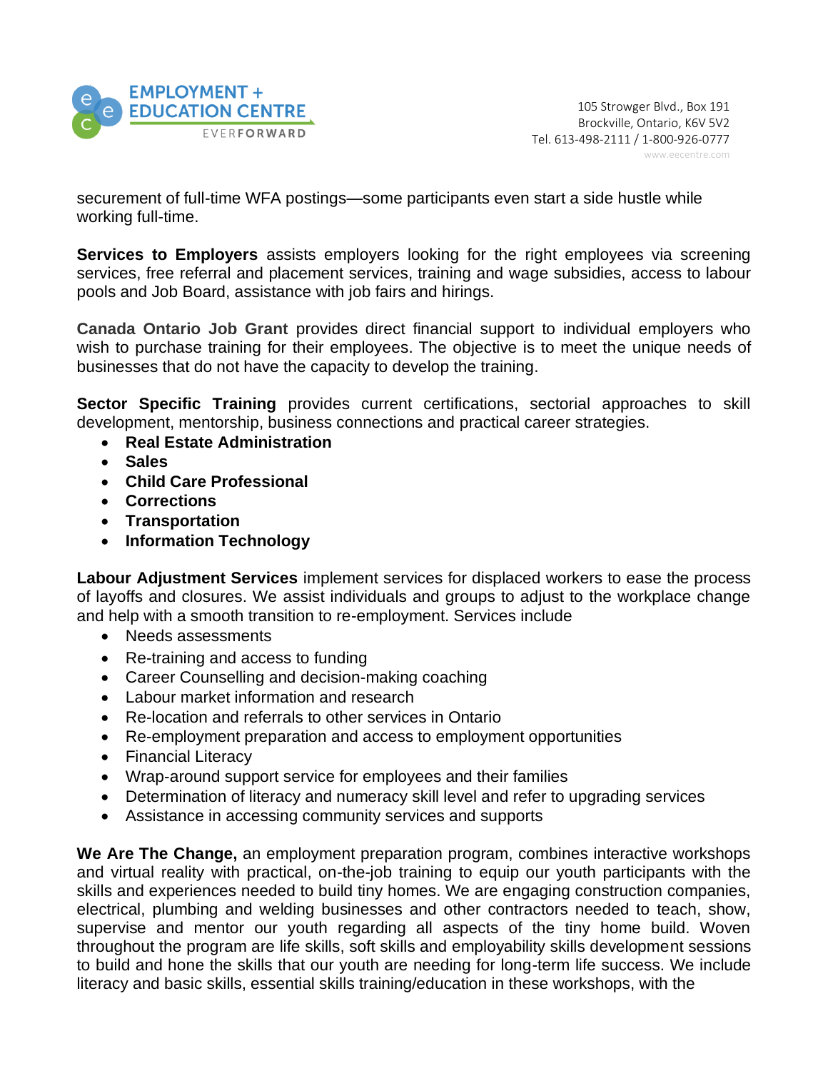securement of full-time WFA postings—some participants even start a side hustle while working full-time.

**Services to Employers** assists employers looking for the right employees via screening services, free referral and placement services, training and wage subsidies, access to labour pools and Job Board, assistance with job fairs and hirings.

**Canada Ontario Job Grant** provides direct financial support to individual employers who wish to purchase training for their employees. The objective is to meet the unique needs of businesses that do not have the capacity to develop the training.

**Sector Specific Training** provides current certifications, sectorial approaches to skill development, mentorship, business connections and practical career strategies.

- **Real Estate Administration**
- **Sales**
- **Child Care Professional**
- **Corrections**
- **Transportation**
- **Information Technology**

**Labour Adjustment Services** implement services for displaced workers to ease the process of layoffs and closures. We assist individuals and groups to adjust to the workplace change and help with a smooth transition to re-employment. Services include

- Needs assessments
- Re-training and access to funding
- Career Counselling and decision-making coaching
- Labour market information and research
- Re-location and referrals to other services in Ontario
- Re-employment preparation and access to employment opportunities
- Financial Literacy
- Wrap-around support service for employees and their families
- Determination of literacy and numeracy skill level and refer to upgrading services
- Assistance in accessing community services and supports

**We Are The Change,** an employment preparation program, combines interactive workshops and virtual reality with practical, on-the-job training to equip our youth participants with the skills and experiences needed to build tiny homes. We are engaging construction companies, electrical, plumbing and welding businesses and other contractors needed to teach, show, supervise and mentor our youth regarding all aspects of the tiny home build. Woven throughout the program are life skills, soft skills and employability skills development sessions to build and hone the skills that our youth are needing for long-term life success. We include literacy and basic skills, essential skills training/education in these workshops, with the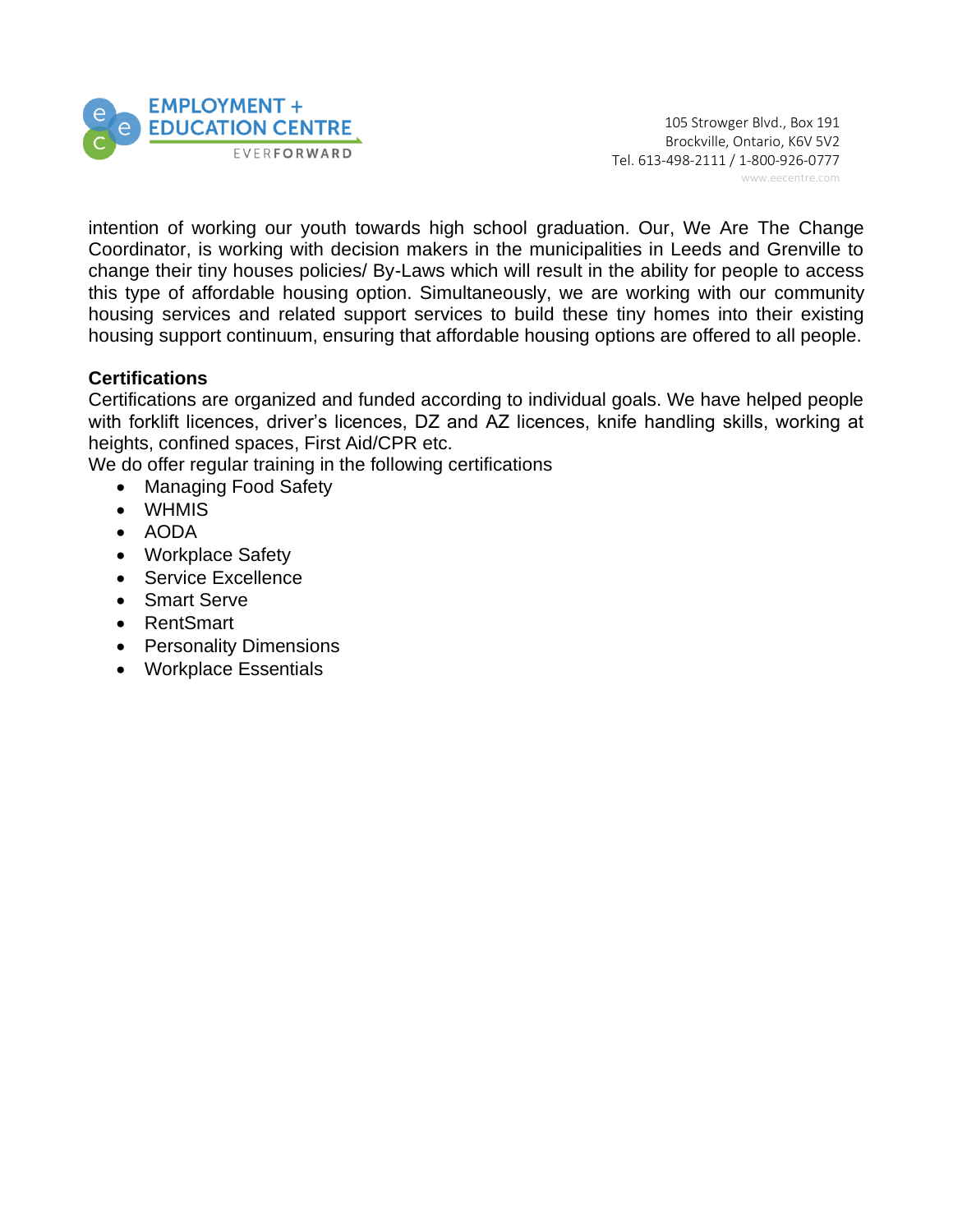intention of working our youth towards high school graduation. Our, We Are The Change Coordinator, is working with decision makers in the municipalities in Leeds and Grenville to change their tiny houses policies/ By-Laws which will result in the ability for people to access this type of affordable housing option. Simultaneously, we are working with our community housing services and related support services to build these tiny homes into their existing housing support continuum, ensuring that affordable housing options are offered to all people.

**Certifications**

Certifications are organized and funded according to individual goals. We have helped people with forklift licences, driver's licences, DZ and AZ licences, knife handling skills, working at heights, confined spaces, First Aid/CPR etc.

We do offer regular training in the following certifications

- Managing Food Safety
- WHMIS
- AODA
- Workplace Safety
- Service Excellence
- Smart Serve
- RentSmart
- Personality Dimensions
- Workplace Essentials